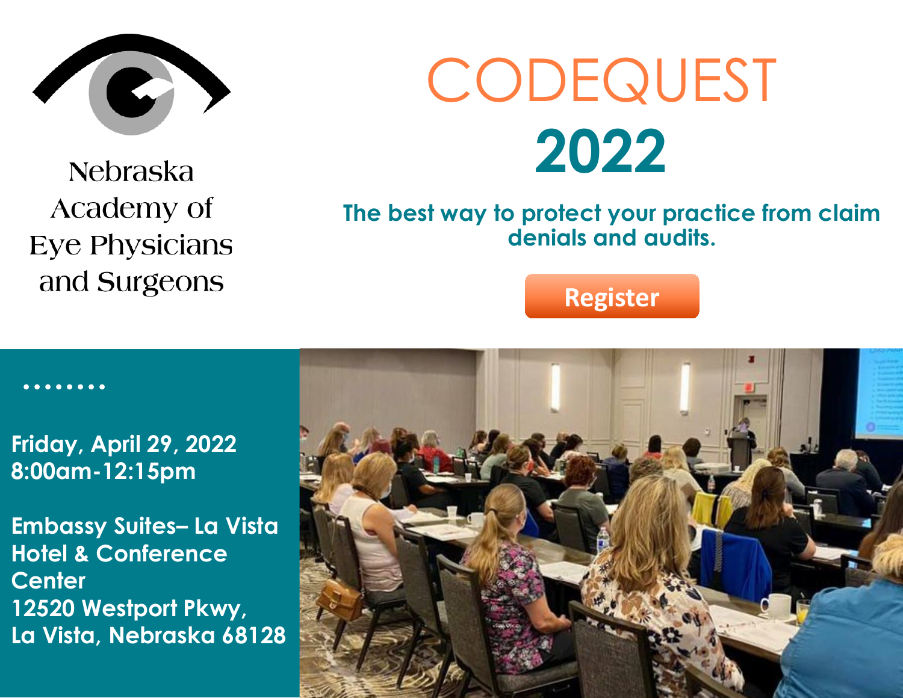Nebraska Academy of Eye Physicians and Surgeons

# CODEQUEST 2022

**The best way to protect your practice from claim denials and audits.**

**Register**

**Friday, April 29, 2022**
**8:00am-12:15pm**

**Embassy Suites– La Vista Hotel & Conference Center**
**12520 Westport Pkwy,**
**La Vista, Nebraska 68128**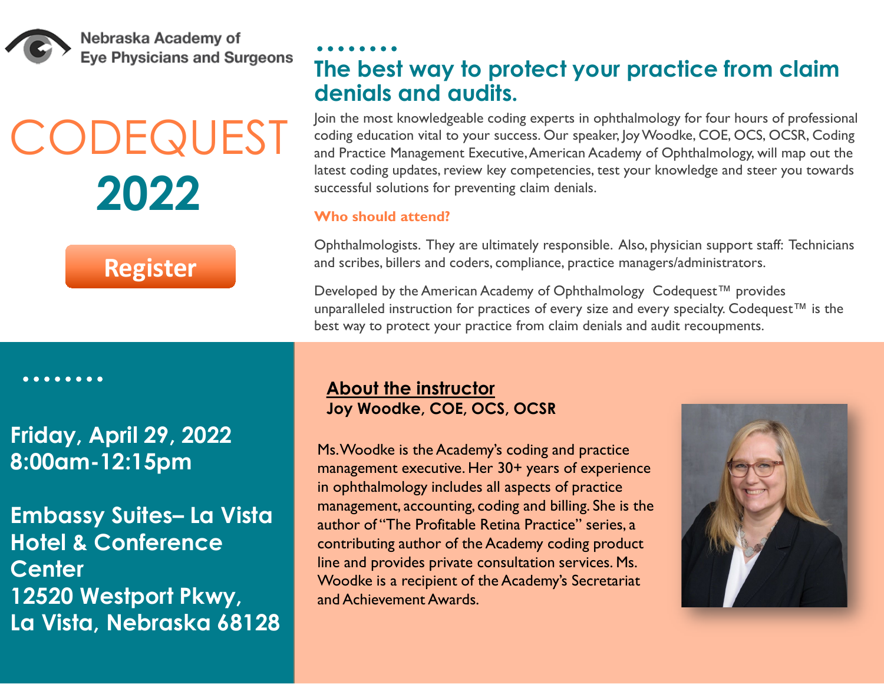Nebraska Academy of Eye Physicians and Surgeons

# CODEQUEST 2022

Register

## The best way to protect your practice from claim denials and audits.

Join the most knowledgeable coding experts in ophthalmology for four hours of professional coding education vital to your success. Our speaker, Joy Woodke, COE, OCS, OCSR, Coding and Practice Management Executive, American Academy of Ophthalmology, will map out the latest coding updates, review key competencies, test your knowledge and steer you towards successful solutions for preventing claim denials.

**Who should attend?**

Ophthalmologists. They are ultimately responsible. Also, physician support staff: Technicians and scribes, billers and coders, compliance, practice managers/administrators.

Developed by the American Academy of Ophthalmology Codequest™ provides unparalleled instruction for practices of every size and every specialty. Codequest™ is the best way to protect your practice from claim denials and audit recoupments.

**Friday, April 29, 2022**
**8:00am-12:15pm**

**Embassy Suites– La Vista Hotel & Conference Center**
**12520 Westport Pkwy,**
**La Vista, Nebraska 68128**

## About the instructor

**Joy Woodke, COE, OCS, OCSR**

Ms. Woodke is the Academy's coding and practice management executive. Her 30+ years of experience in ophthalmology includes all aspects of practice management, accounting, coding and billing. She is the author of "The Profitable Retina Practice" series, a contributing author of the Academy coding product line and provides private consultation services. Ms. Woodke is a recipient of the Academy's Secretariat and Achievement Awards.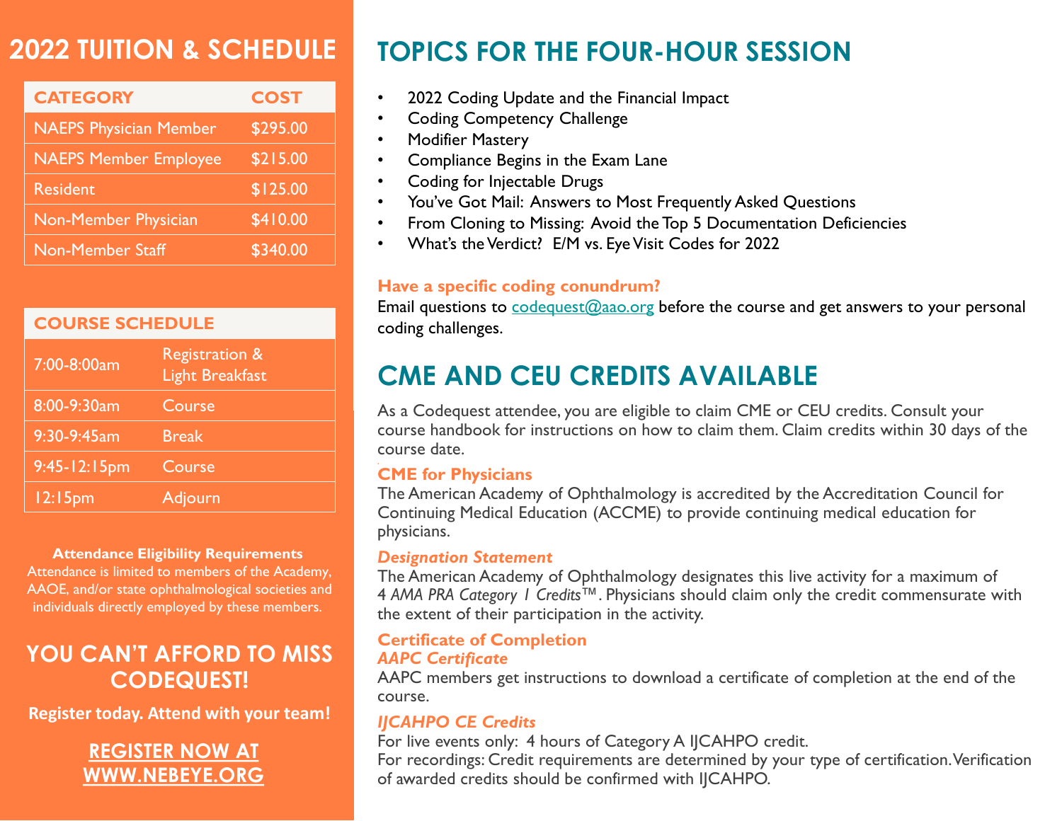## 2022 TUITION & SCHEDULE

| CATEGORY | COST |
| --- | --- |
| NAEPS Physician Member | $295.00 |
| NAEPS Member Employee | $215.00 |
| Resident | $125.00 |
| Non-Member Physician | $410.00 |
| Non-Member Staff | $340.00 |

| COURSE SCHEDULE | |
| --- | --- |
| 7:00-8:00am | Registration & Light Breakfast |
| 8:00-9:30am | Course |
| 9:30-9:45am | Break |
| 9:45-12:15pm | Course |
| 12:15pm | Adjourn |

**Attendance Eligibility Requirements**
Attendance is limited to members of the Academy, AAOE, and/or state ophthalmological societies and individuals directly employed by these members.

## YOU CAN'T AFFORD TO MISS CODEQUEST!

**Register today. Attend with your team!**

**REGISTER NOW AT WWW.NEBEYE.ORG**

## TOPICS FOR THE FOUR-HOUR SESSION

- 2022 Coding Update and the Financial Impact
- Coding Competency Challenge
- Modifier Mastery
- Compliance Begins in the Exam Lane
- Coding for Injectable Drugs
- You've Got Mail: Answers to Most Frequently Asked Questions
- From Cloning to Missing: Avoid the Top 5 Documentation Deficiencies
- What's the Verdict? E/M vs. Eye Visit Codes for 2022

**Have a specific coding conundrum?**
Email questions to codequest@aao.org before the course and get answers to your personal coding challenges.

## CME AND CEU CREDITS AVAILABLE

As a Codequest attendee, you are eligible to claim CME or CEU credits. Consult your course handbook for instructions on how to claim them. Claim credits within 30 days of the course date.

**CME for Physicians**
The American Academy of Ophthalmology is accredited by the Accreditation Council for Continuing Medical Education (ACCME) to provide continuing medical education for physicians.

***Designation Statement***
The American Academy of Ophthalmology designates this live activity for a maximum of 4 *AMA PRA Category 1 Credits*™. Physicians should claim only the credit commensurate with the extent of their participation in the activity.

**Certificate of Completion**
***AAPC Certificate***
AAPC members get instructions to download a certificate of completion at the end of the course.

***IJCAHPO CE Credits***
For live events only: 4 hours of Category A IJCAHPO credit.
For recordings: Credit requirements are determined by your type of certification. Verification of awarded credits should be confirmed with IJCAHPO.